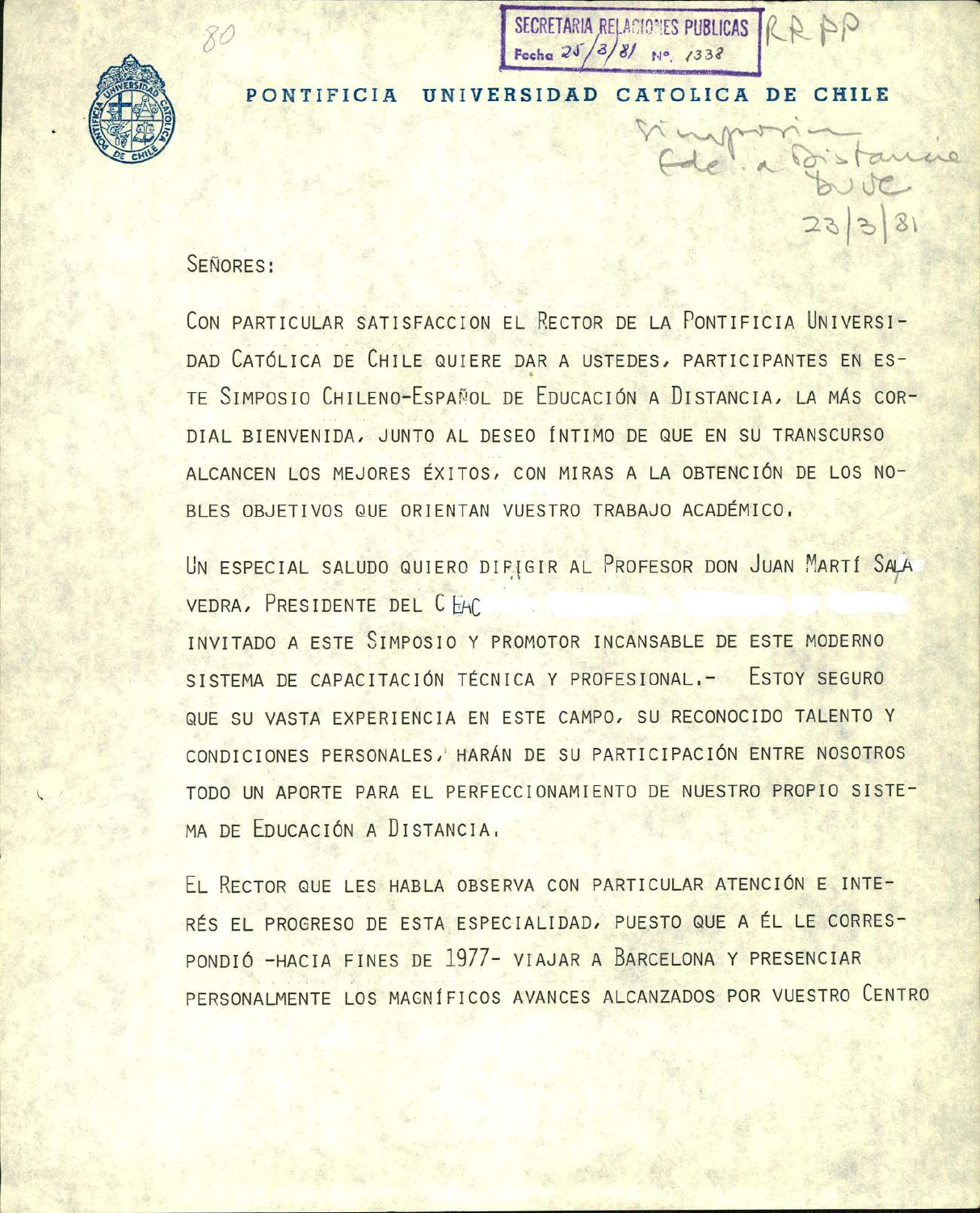80

SECRETARIA RELACIONES PUBLICAS
Fecha 25/3/81 Nº 1338

RRPP

# PONTIFICIA UNIVERSIDAD CATOLICA DE CHILE

Simposio Edc. a Distancia DUOC 23/3/81

SEÑORES:

CON PARTICULAR SATISFACCION EL RECTOR DE LA PONTIFICIA UNIVERSIDAD CATÓLICA DE CHILE QUIERE DAR A USTEDES, PARTICIPANTES EN ESTE SIMPOSIO CHILENO-ESPAÑOL DE EDUCACIÓN A DISTANCIA, LA MÁS CORDIAL BIENVENIDA, JUNTO AL DESEO ÍNTIMO DE QUE EN SU TRANSCURSO ALCANCEN LOS MEJORES ÉXITOS, CON MIRAS A LA OBTENCIÓN DE LOS NOBLES OBJETIVOS QUE ORIENTAN VUESTRO TRABAJO ACADÉMICO.

UN ESPECIAL SALUDO QUIERO DIRIGIR AL PROFESOR DON JUAN MARTÍ SALAVEDRA, PRESIDENTE DEL CEAC

INVITADO A ESTE SIMPOSIO Y PROMOTOR INCANSABLE DE ESTE MODERNO SISTEMA DE CAPACITACIÓN TÉCNICA Y PROFESIONAL.- ESTOY SEGURO QUE SU VASTA EXPERIENCIA EN ESTE CAMPO, SU RECONOCIDO TALENTO Y CONDICIONES PERSONALES, HARÁN DE SU PARTICIPACIÓN ENTRE NOSOTROS TODO UN APORTE PARA EL PERFECCIONAMIENTO DE NUESTRO PROPIO SISTEMA DE EDUCACIÓN A DISTANCIA.

EL RECTOR QUE LES HABLA OBSERVA CON PARTICULAR ATENCIÓN E INTERÉS EL PROGRESO DE ESTA ESPECIALIDAD, PUESTO QUE A ÉL LE CORRESPONDIÓ -HACIA FINES DE 1977- VIAJAR A BARCELONA Y PRESENCIAR PERSONALMENTE LOS MAGNÍFICOS AVANCES ALCANZADOS POR VUESTRO CENTRO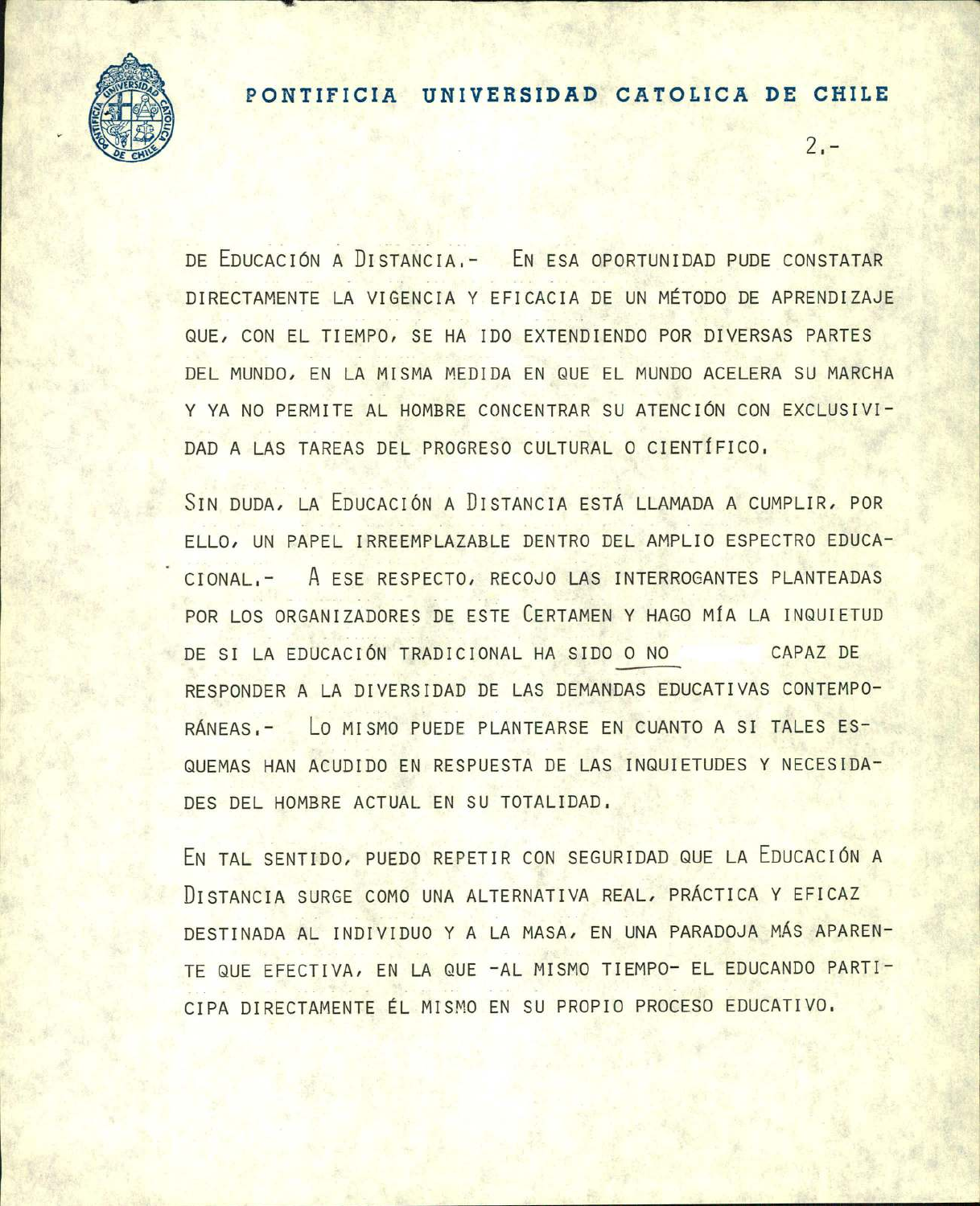DE EDUCACIÓN A DISTANCIA.- EN ESA OPORTUNIDAD PUDE CONSTATAR DIRECTAMENTE LA VIGENCIA Y EFICACIA DE UN MÉTODO DE APRENDIZAJE QUE, CON EL TIEMPO, SE HA IDO EXTENDIENDO POR DIVERSAS PARTES DEL MUNDO, EN LA MISMA MEDIDA EN QUE EL MUNDO ACELERA SU MARCHA Y YA NO PERMITE AL HOMBRE CONCENTRAR SU ATENCIÓN CON EXCLUSIVIDAD A LAS TAREAS DEL PROGRESO CULTURAL O CIENTÍFICO.

SIN DUDA, LA EDUCACIÓN A DISTANCIA ESTÁ LLAMADA A CUMPLIR, POR ELLO, UN PAPEL IRREEMPLAZABLE DENTRO DEL AMPLIO ESPECTRO EDUCACIONAL.- A ESE RESPECTO, RECOJO LAS INTERROGANTES PLANTEADAS POR LOS ORGANIZADORES DE ESTE CERTAMEN Y HAGO MÍA LA INQUIETUD DE SI LA EDUCACIÓN TRADICIONAL HA SIDO O NO CAPAZ DE RESPONDER A LA DIVERSIDAD DE LAS DEMANDAS EDUCATIVAS CONTEMPORÁNEAS.- LO MISMO PUEDE PLANTEARSE EN CUANTO A SI TALES ESQUEMAS HAN ACUDIDO EN RESPUESTA DE LAS INQUIETUDES Y NECESIDADES DEL HOMBRE ACTUAL EN SU TOTALIDAD.

EN TAL SENTIDO, PUEDO REPETIR CON SEGURIDAD QUE LA EDUCACIÓN A DISTANCIA SURGE COMO UNA ALTERNATIVA REAL, PRÁCTICA Y EFICAZ DESTINADA AL INDIVIDUO Y A LA MASA, EN UNA PARADOJA MÁS APARENTE QUE EFECTIVA, EN LA QUE -AL MISMO TIEMPO- EL EDUCANDO PARTICIPA DIRECTAMENTE ÉL MISMO EN SU PROPIO PROCESO EDUCATIVO.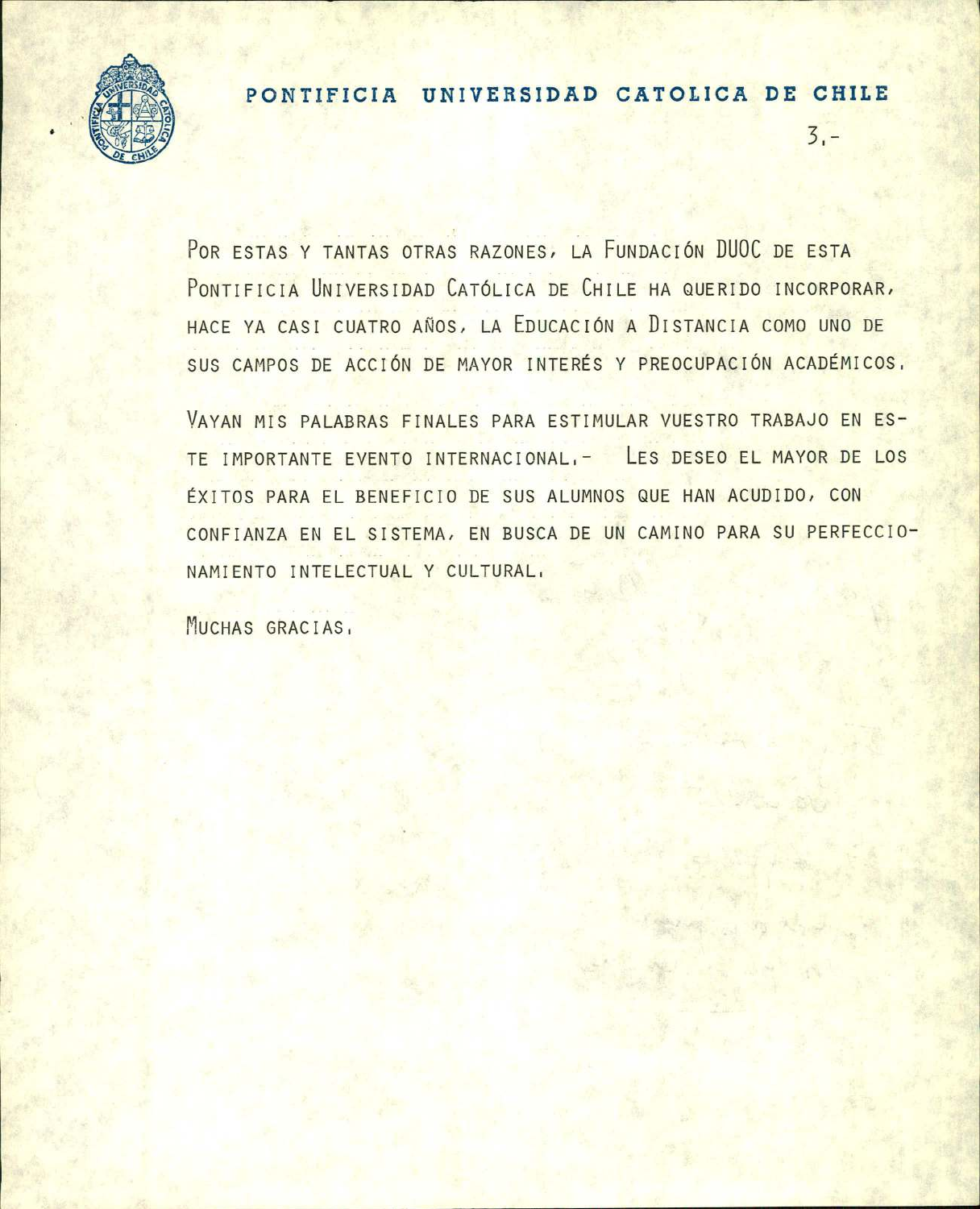Por estas y tantas otras razones, la Fundación DUOC de esta Pontificia Universidad Católica de Chile ha querido incorporar, hace ya casi cuatro años, la Educación a Distancia como uno de sus campos de acción de mayor interés y preocupación académicos.

Vayan mis palabras finales para estimular vuestro trabajo en este importante evento internacional.- Les deseo el mayor de los éxitos para el beneficio de sus alumnos que han acudido, con confianza en el sistema, en busca de un camino para su perfeccionamiento intelectual y cultural.

Muchas gracias.